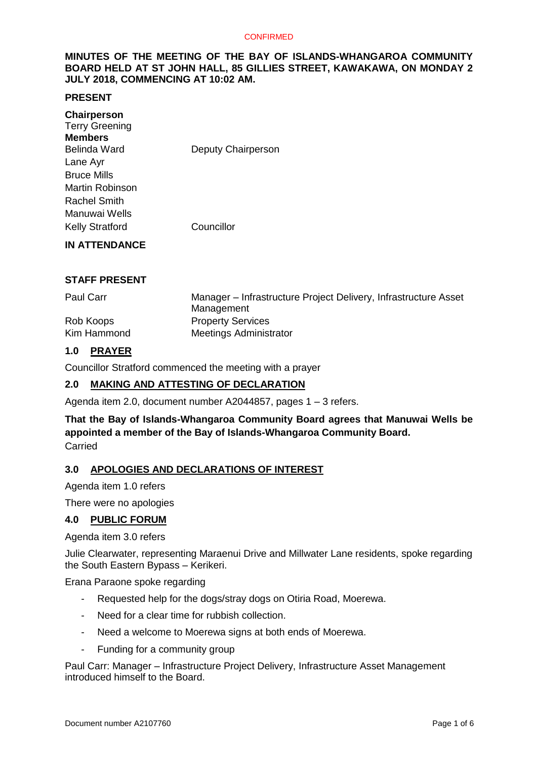CONFIRMED

**MINUTES OF THE MEETING OF THE BAY OF ISLANDS-WHANGAROA COMMUNITY BOARD HELD AT ST JOHN HALL, 85 GILLIES STREET, KAWAKAWA, ON MONDAY 2 JULY 2018, COMMENCING AT 10:02 AM.**

**PRESENT**

**Chairperson**
Terry Greening
**Members**

| | |
|---|---|
| Belinda Ward | Deputy Chairperson |
| Lane Ayr | |
| Bruce Mills | |
| Martin Robinson | |
| Rachel Smith | |
| Manuwai Wells | |
| Kelly Stratford | Councillor |

**IN ATTENDANCE**

**STAFF PRESENT**

| | |
|---|---|
| Paul Carr | Manager – Infrastructure Project Delivery, Infrastructure Asset Management |
| Rob Koops | Property Services |
| Kim Hammond | Meetings Administrator |

## 1.0 PRAYER

Councillor Stratford commenced the meeting with a prayer

## 2.0 MAKING AND ATTESTING OF DECLARATION

Agenda item 2.0, document number A2044857, pages 1 – 3 refers.

**That the Bay of Islands-Whangaroa Community Board agrees that Manuwai Wells be appointed a member of the Bay of Islands-Whangaroa Community Board.**
Carried

## 3.0 APOLOGIES AND DECLARATIONS OF INTEREST

Agenda item 1.0 refers

There were no apologies

## 4.0 PUBLIC FORUM

Agenda item 3.0 refers

Julie Clearwater, representing Maraenui Drive and Millwater Lane residents, spoke regarding the South Eastern Bypass – Kerikeri.

Erana Paraone spoke regarding

- Requested help for the dogs/stray dogs on Otiria Road, Moerewa.
- Need for a clear time for rubbish collection.
- Need a welcome to Moerewa signs at both ends of Moerewa.
- Funding for a community group

Paul Carr: Manager – Infrastructure Project Delivery, Infrastructure Asset Management introduced himself to the Board.

Document number A2107760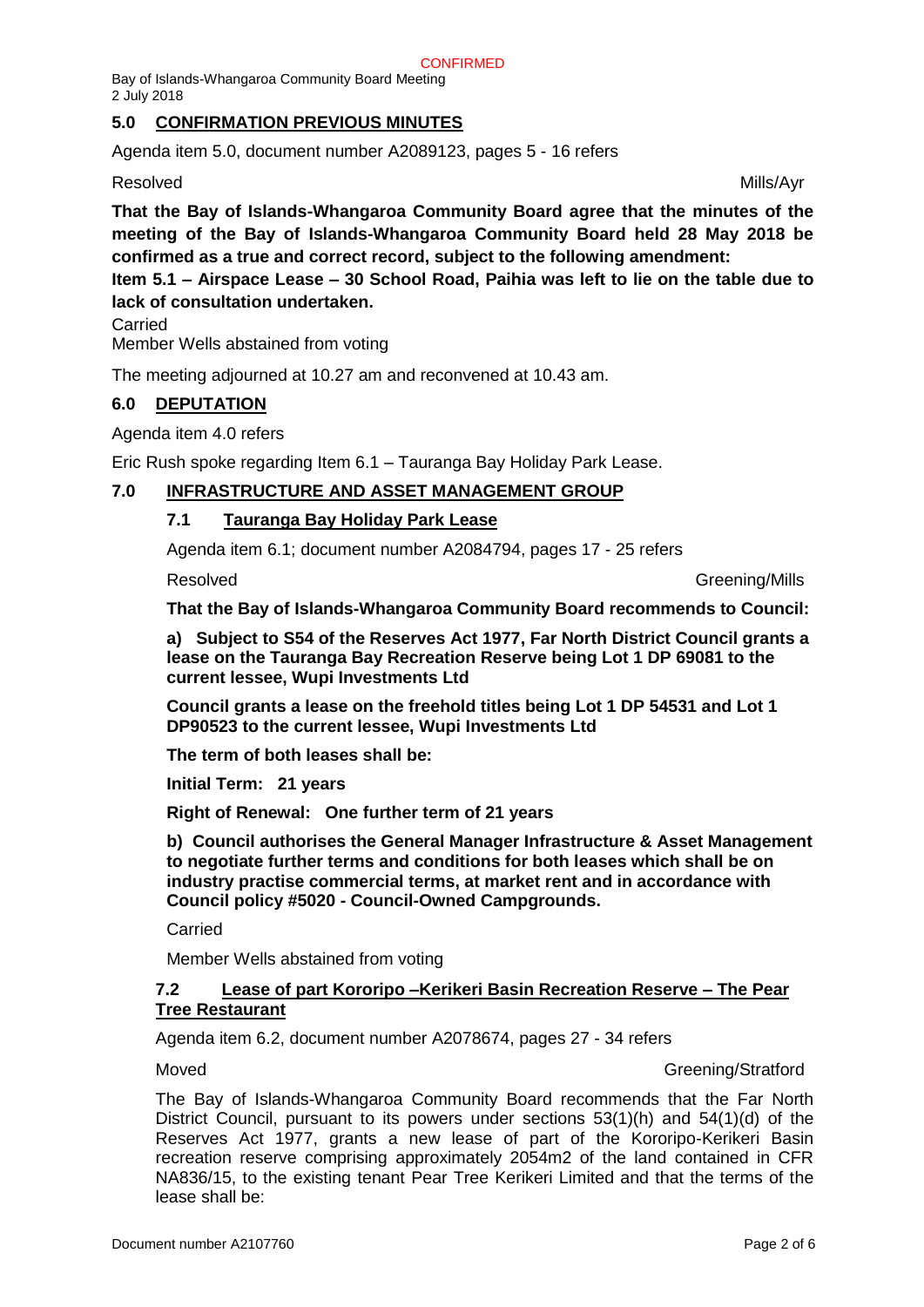## 5.0 CONFIRMATION PREVIOUS MINUTES

Agenda item 5.0, document number A2089123, pages 5 - 16 refers

Resolved Mills/Ayr

**That the Bay of Islands-Whangaroa Community Board agree that the minutes of the meeting of the Bay of Islands-Whangaroa Community Board held 28 May 2018 be confirmed as a true and correct record, subject to the following amendment:**

**Item 5.1 – Airspace Lease – 30 School Road, Paihia was left to lie on the table due to lack of consultation undertaken.**

Carried

Member Wells abstained from voting

The meeting adjourned at 10.27 am and reconvened at 10.43 am.

## 6.0 DEPUTATION

Agenda item 4.0 refers

Eric Rush spoke regarding Item 6.1 – Tauranga Bay Holiday Park Lease.

## 7.0 INFRASTRUCTURE AND ASSET MANAGEMENT GROUP

### 7.1 Tauranga Bay Holiday Park Lease

Agenda item 6.1; document number A2084794, pages 17 - 25 refers

Resolved Greening/Mills

**That the Bay of Islands-Whangaroa Community Board recommends to Council:**

**a) Subject to S54 of the Reserves Act 1977, Far North District Council grants a lease on the Tauranga Bay Recreation Reserve being Lot 1 DP 69081 to the current lessee, Wupi Investments Ltd**

**Council grants a lease on the freehold titles being Lot 1 DP 54531 and Lot 1 DP90523 to the current lessee, Wupi Investments Ltd**

**The term of both leases shall be:**

**Initial Term: 21 years**

**Right of Renewal: One further term of 21 years**

**b) Council authorises the General Manager Infrastructure & Asset Management to negotiate further terms and conditions for both leases which shall be on industry practise commercial terms, at market rent and in accordance with Council policy #5020 - Council-Owned Campgrounds.**

Carried

Member Wells abstained from voting

### 7.2 Lease of part Kororipo –Kerikeri Basin Recreation Reserve – The Pear Tree Restaurant

Agenda item 6.2, document number A2078674, pages 27 - 34 refers

Moved Greening/Stratford

The Bay of Islands-Whangaroa Community Board recommends that the Far North District Council, pursuant to its powers under sections 53(1)(h) and 54(1)(d) of the Reserves Act 1977, grants a new lease of part of the Kororipo-Kerikeri Basin recreation reserve comprising approximately 2054m2 of the land contained in CFR NA836/15, to the existing tenant Pear Tree Kerikeri Limited and that the terms of the lease shall be: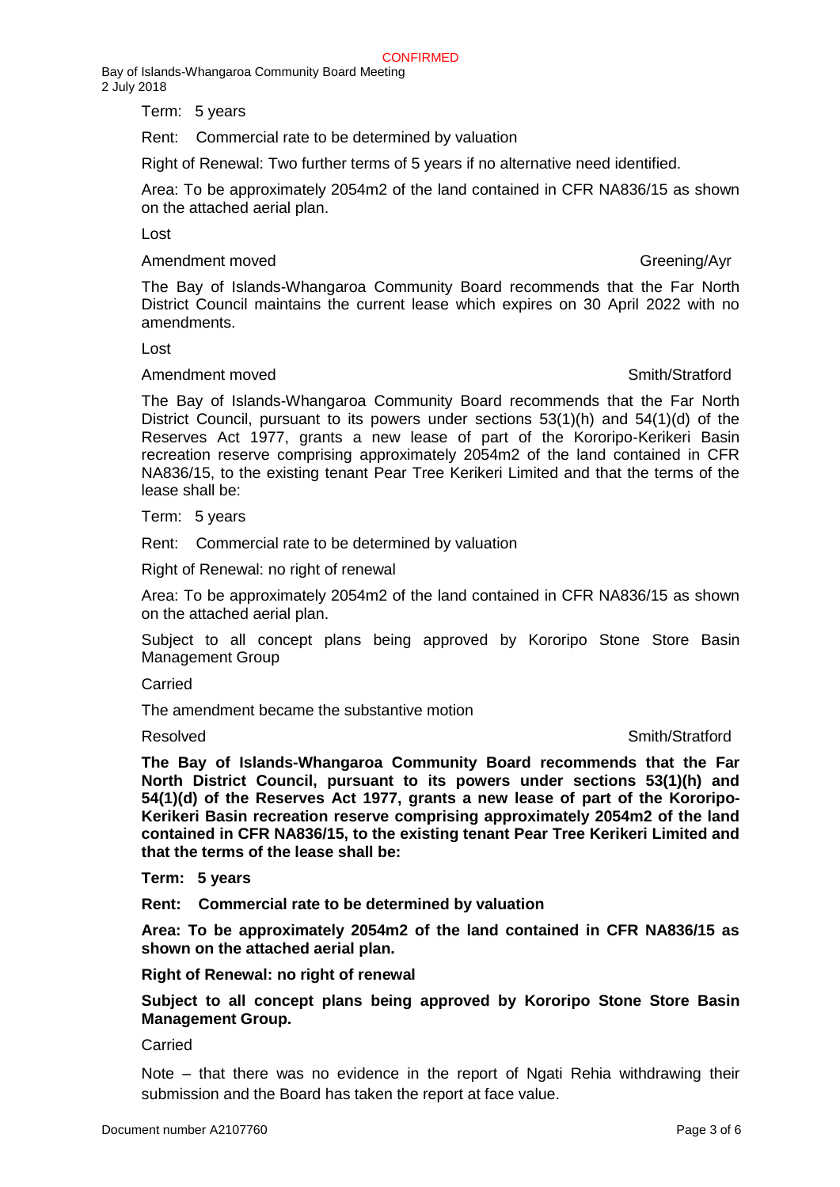Term: 5 years

Rent: Commercial rate to be determined by valuation

Right of Renewal: Two further terms of 5 years if no alternative need identified.

Area: To be approximately 2054m2 of the land contained in CFR NA836/15 as shown on the attached aerial plan.

Lost

Amendment moved Greening/Ayr

The Bay of Islands-Whangaroa Community Board recommends that the Far North District Council maintains the current lease which expires on 30 April 2022 with no amendments.

Lost

Amendment moved Smith/Stratford

The Bay of Islands-Whangaroa Community Board recommends that the Far North District Council, pursuant to its powers under sections 53(1)(h) and 54(1)(d) of the Reserves Act 1977, grants a new lease of part of the Kororipo-Kerikeri Basin recreation reserve comprising approximately 2054m2 of the land contained in CFR NA836/15, to the existing tenant Pear Tree Kerikeri Limited and that the terms of the lease shall be:

Term: 5 years

Rent: Commercial rate to be determined by valuation

Right of Renewal: no right of renewal

Area: To be approximately 2054m2 of the land contained in CFR NA836/15 as shown on the attached aerial plan.

Subject to all concept plans being approved by Kororipo Stone Store Basin Management Group

Carried

The amendment became the substantive motion

Resolved Smith/Stratford

**The Bay of Islands-Whangaroa Community Board recommends that the Far North District Council, pursuant to its powers under sections 53(1)(h) and 54(1)(d) of the Reserves Act 1977, grants a new lease of part of the Kororipo-Kerikeri Basin recreation reserve comprising approximately 2054m2 of the land contained in CFR NA836/15, to the existing tenant Pear Tree Kerikeri Limited and that the terms of the lease shall be:**

**Term: 5 years**

**Rent: Commercial rate to be determined by valuation**

**Area: To be approximately 2054m2 of the land contained in CFR NA836/15 as shown on the attached aerial plan.**

**Right of Renewal: no right of renewal**

**Subject to all concept plans being approved by Kororipo Stone Store Basin Management Group.**

Carried

Note – that there was no evidence in the report of Ngati Rehia withdrawing their submission and the Board has taken the report at face value.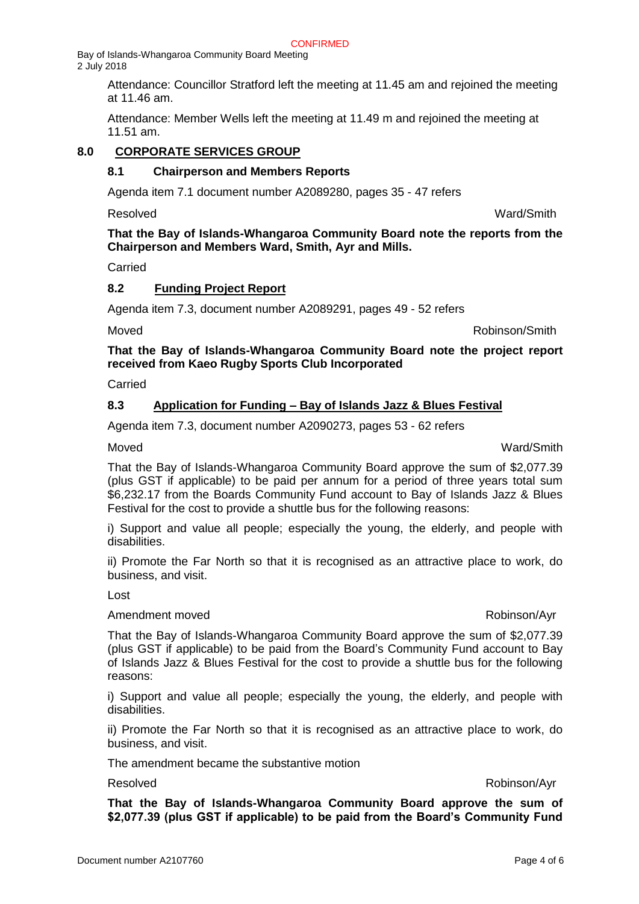Attendance: Councillor Stratford left the meeting at 11.45 am and rejoined the meeting at 11.46 am.

Attendance: Member Wells left the meeting at 11.49 m and rejoined the meeting at 11.51 am.

## 8.0 CORPORATE SERVICES GROUP

### 8.1 Chairperson and Members Reports

Agenda item 7.1 document number A2089280, pages 35 - 47 refers

Resolved Ward/Smith

**That the Bay of Islands-Whangaroa Community Board note the reports from the Chairperson and Members Ward, Smith, Ayr and Mills.**

Carried

### 8.2 Funding Project Report

Agenda item 7.3, document number A2089291, pages 49 - 52 refers

Moved Robinson/Smith

**That the Bay of Islands-Whangaroa Community Board note the project report received from Kaeo Rugby Sports Club Incorporated**

Carried

### 8.3 Application for Funding – Bay of Islands Jazz & Blues Festival

Agenda item 7.3, document number A2090273, pages 53 - 62 refers

Moved Ward/Smith

That the Bay of Islands-Whangaroa Community Board approve the sum of $2,077.39 (plus GST if applicable) to be paid per annum for a period of three years total sum $6,232.17 from the Boards Community Fund account to Bay of Islands Jazz & Blues Festival for the cost to provide a shuttle bus for the following reasons:

i) Support and value all people; especially the young, the elderly, and people with disabilities.

ii) Promote the Far North so that it is recognised as an attractive place to work, do business, and visit.

Lost

Amendment moved Robinson/Ayr

That the Bay of Islands-Whangaroa Community Board approve the sum of $2,077.39 (plus GST if applicable) to be paid from the Board's Community Fund account to Bay of Islands Jazz & Blues Festival for the cost to provide a shuttle bus for the following reasons:

i) Support and value all people; especially the young, the elderly, and people with disabilities.

ii) Promote the Far North so that it is recognised as an attractive place to work, do business, and visit.

The amendment became the substantive motion

Resolved Robinson/Ayr

**That the Bay of Islands-Whangaroa Community Board approve the sum of $2,077.39 (plus GST if applicable) to be paid from the Board's Community Fund**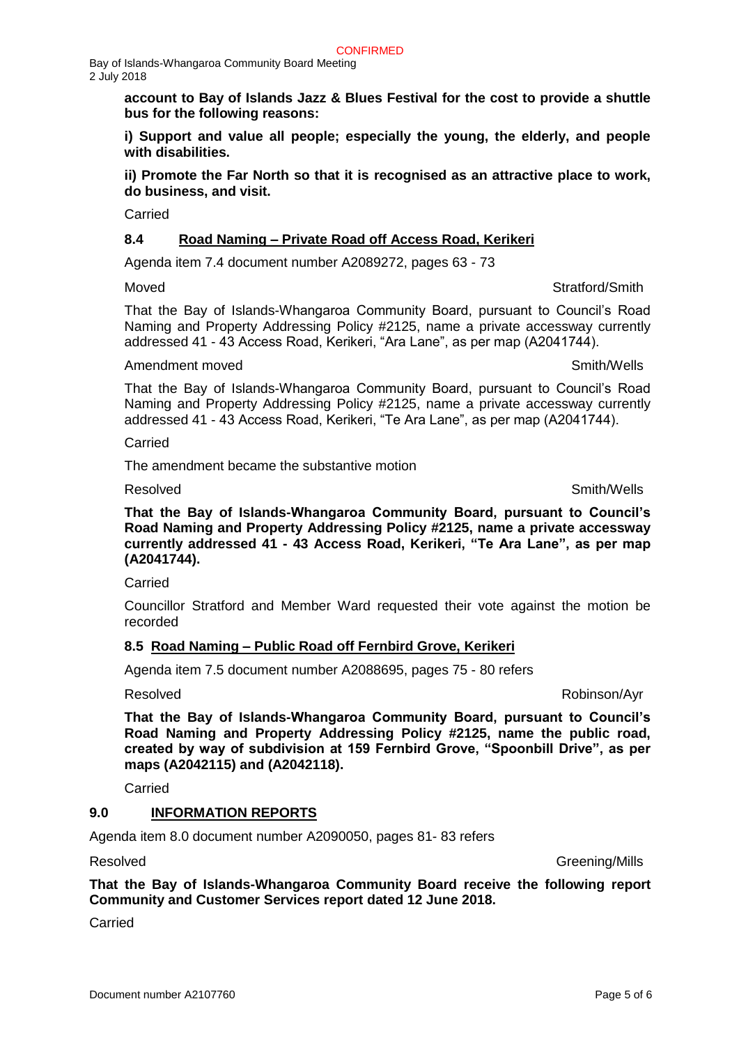**account to Bay of Islands Jazz & Blues Festival for the cost to provide a shuttle bus for the following reasons:**

**i) Support and value all people; especially the young, the elderly, and people with disabilities.**

**ii) Promote the Far North so that it is recognised as an attractive place to work, do business, and visit.**

Carried

### 8.4 Road Naming – Private Road off Access Road, Kerikeri

Agenda item 7.4 document number A2089272, pages 63 - 73

Moved Stratford/Smith

That the Bay of Islands-Whangaroa Community Board, pursuant to Council's Road Naming and Property Addressing Policy #2125, name a private accessway currently addressed 41 - 43 Access Road, Kerikeri, "Ara Lane", as per map (A2041744).

Amendment moved Smith/Wells

That the Bay of Islands-Whangaroa Community Board, pursuant to Council's Road Naming and Property Addressing Policy #2125, name a private accessway currently addressed 41 - 43 Access Road, Kerikeri, "Te Ara Lane", as per map (A2041744).

Carried

The amendment became the substantive motion

Resolved Smith/Wells

**That the Bay of Islands-Whangaroa Community Board, pursuant to Council's Road Naming and Property Addressing Policy #2125, name a private accessway currently addressed 41 - 43 Access Road, Kerikeri, "Te Ara Lane", as per map (A2041744).**

Carried

Councillor Stratford and Member Ward requested their vote against the motion be recorded

### 8.5 Road Naming – Public Road off Fernbird Grove, Kerikeri

Agenda item 7.5 document number A2088695, pages 75 - 80 refers

Resolved Robinson/Ayr

**That the Bay of Islands-Whangaroa Community Board, pursuant to Council's Road Naming and Property Addressing Policy #2125, name the public road, created by way of subdivision at 159 Fernbird Grove, "Spoonbill Drive", as per maps (A2042115) and (A2042118).**

Carried

## 9.0 INFORMATION REPORTS

Agenda item 8.0 document number A2090050, pages 81- 83 refers

Resolved Greening/Mills

**That the Bay of Islands-Whangaroa Community Board receive the following report Community and Customer Services report dated 12 June 2018.**

Carried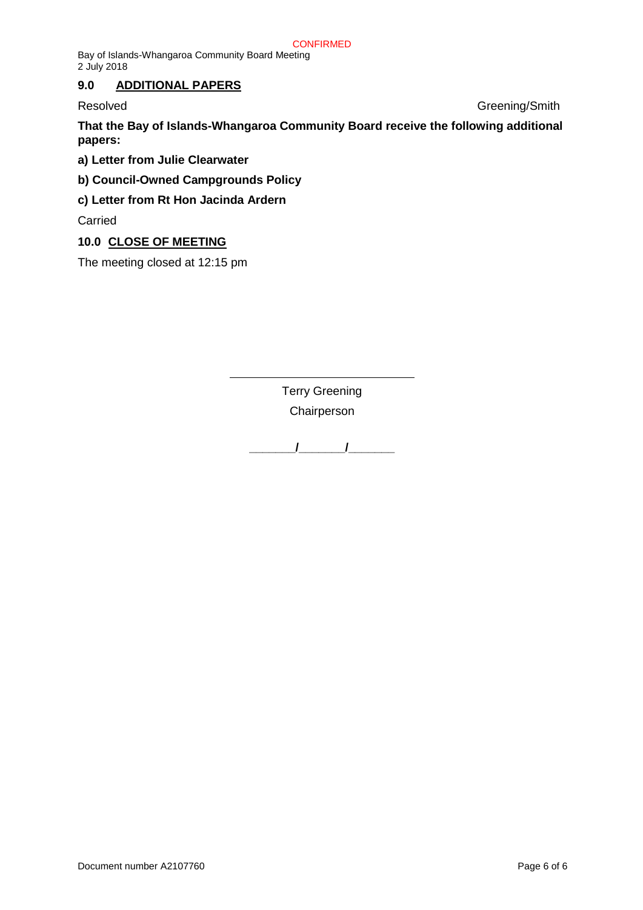## 9.0 ADDITIONAL PAPERS

Resolved Greening/Smith

**That the Bay of Islands-Whangaroa Community Board receive the following additional papers:**

**a) Letter from Julie Clearwater**

**b) Council-Owned Campgrounds Policy**

**c) Letter from Rt Hon Jacinda Ardern**

Carried

## 10.0 CLOSE OF MEETING

The meeting closed at 12:15 pm

Terry Greening

Chairperson

_______/_______/_______